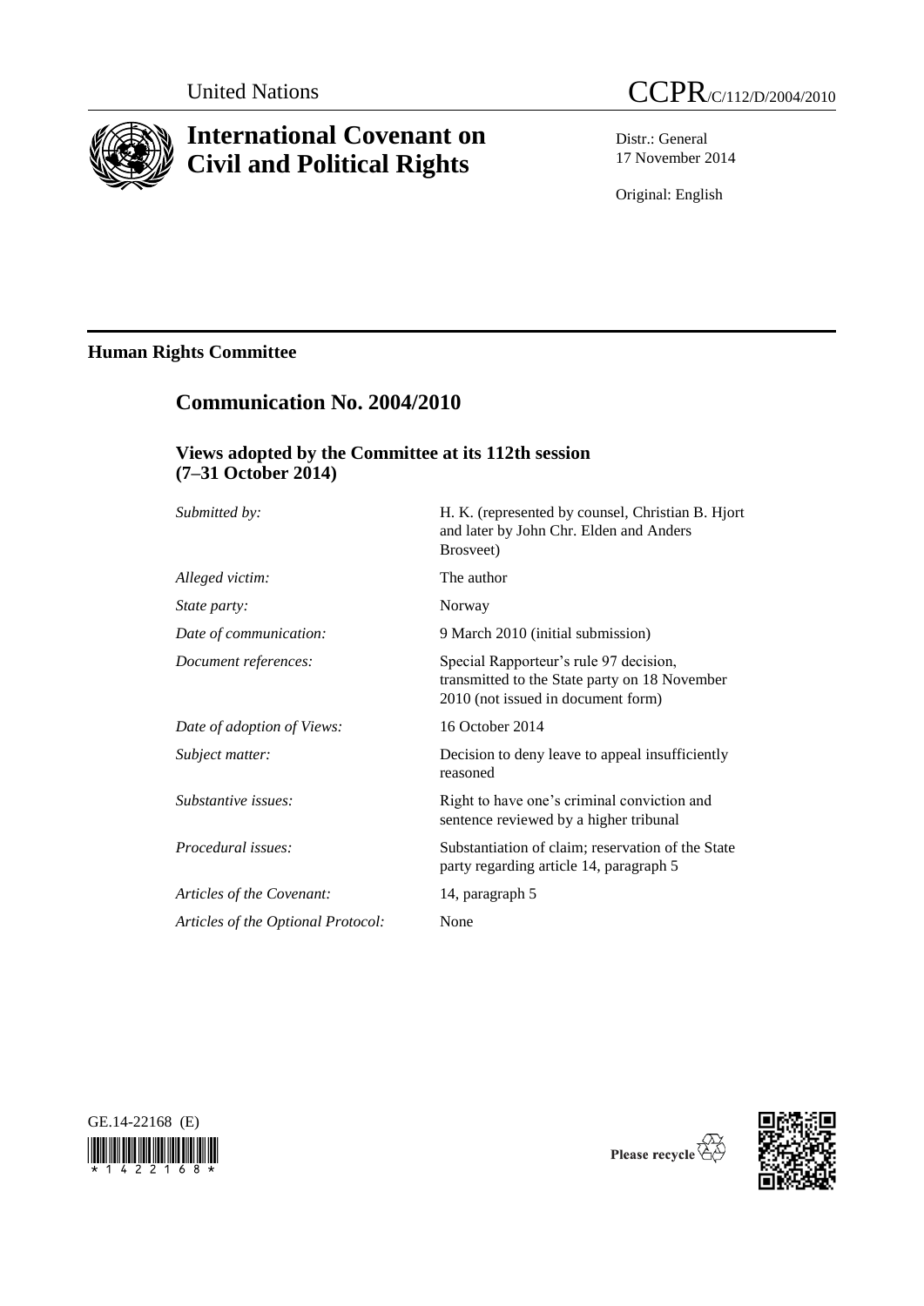United Nations

# CCPR/C/112/D/2004/2010

# International Covenant on Civil and Political Rights

Distr.: General
17 November 2014

Original: English

## Human Rights Committee

## Communication No. 2004/2010

### Views adopted by the Committee at its 112th session (7–31 October 2014)

| | |
|---|---|
| *Submitted by:* | H. K. (represented by counsel, Christian B. Hjort and later by John Chr. Elden and Anders Brosveet) |
| *Alleged victim:* | The author |
| *State party:* | Norway |
| *Date of communication:* | 9 March 2010 (initial submission) |
| *Document references:* | Special Rapporteur's rule 97 decision, transmitted to the State party on 18 November 2010 (not issued in document form) |
| *Date of adoption of Views:* | 16 October 2014 |
| *Subject matter:* | Decision to deny leave to appeal insufficiently reasoned |
| *Substantive issues:* | Right to have one's criminal conviction and sentence reviewed by a higher tribunal |
| *Procedural issues:* | Substantiation of claim; reservation of the State party regarding article 14, paragraph 5 |
| *Articles of the Covenant:* | 14, paragraph 5 |
| *Articles of the Optional Protocol:* | None |

GE.14-22168 (E)

Please recycle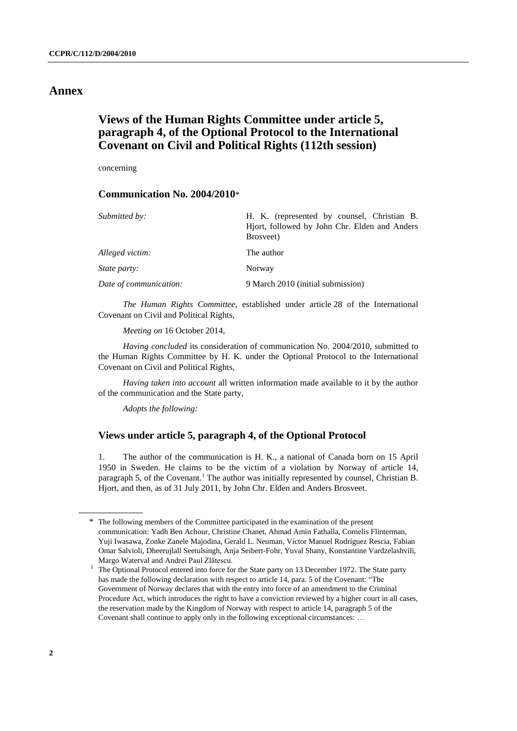# Annex

## Views of the Human Rights Committee under article 5, paragraph 4, of the Optional Protocol to the International Covenant on Civil and Political Rights (112th session)

concerning

### Communication No. 2004/2010*

| | |
|---|---|
| *Submitted by:* | H. K. (represented by counsel, Christian B. Hjort, followed by John Chr. Elden and Anders Brosveet) |
| *Alleged victim:* | The author |
| *State party:* | Norway |
| *Date of communication:* | 9 March 2010 (initial submission) |

*The Human Rights Committee*, established under article 28 of the International Covenant on Civil and Political Rights,

*Meeting on* 16 October 2014,

*Having concluded* its consideration of communication No. 2004/2010, submitted to the Human Rights Committee by H. K. under the Optional Protocol to the International Covenant on Civil and Political Rights,

*Having taken into account* all written information made available to it by the author of the communication and the State party,

*Adopts the following:*

### Views under article 5, paragraph 4, of the Optional Protocol

1. The author of the communication is H. K., a national of Canada born on 15 April 1950 in Sweden. He claims to be the victim of a violation by Norway of article 14, paragraph 5, of the Covenant.[1] The author was initially represented by counsel, Christian B. Hjort, and then, as of 31 July 2011, by John Chr. Elden and Anders Brosveet.

---

\* The following members of the Committee participated in the examination of the present communication: Yadh Ben Achour, Christine Chanet, Ahmad Amin Fathalla, Cornelis Flinterman, Yuji Iwasawa, Zonke Zanele Majodina, Gerald L. Neuman, Víctor Manuel Rodríguez Rescia, Fabian Omar Salvioli, Dheerujlall Seetulsingh, Anja Seibert-Fohr, Yuval Shany, Konstantine Vardzelashvili, Margo Waterval and Andrei Paul Zlătescu.

[1] The Optional Protocol entered into force for the State party on 13 December 1972. The State party has made the following declaration with respect to article 14, para. 5 of the Covenant: "The Government of Norway declares that with the entry into force of an amendment to the Criminal Procedure Act, which introduces the right to have a conviction reviewed by a higher court in all cases, the reservation made by the Kingdom of Norway with respect to article 14, paragraph 5 of the Covenant shall continue to apply only in the following exceptional circumstances: …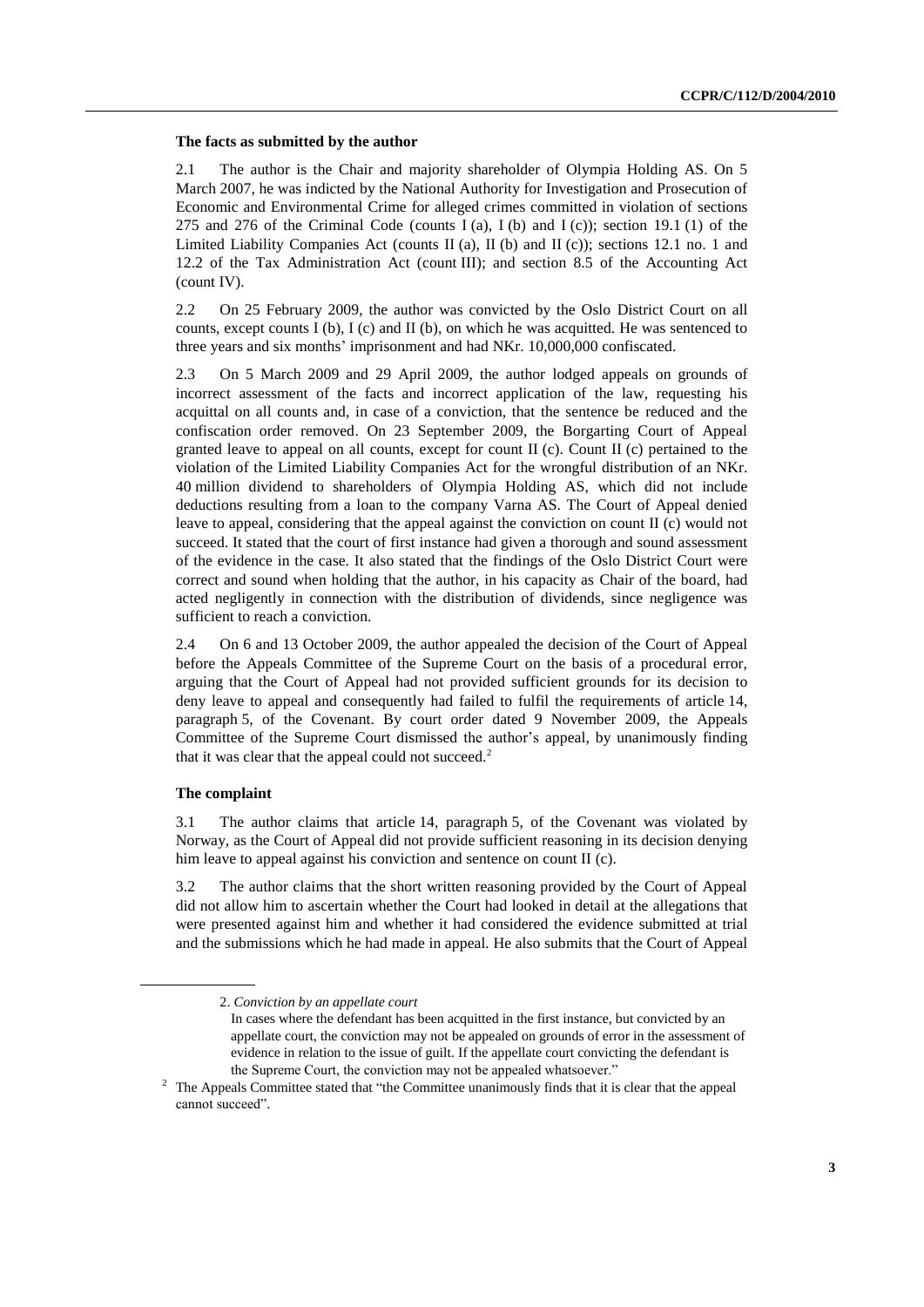### The facts as submitted by the author

2.1 The author is the Chair and majority shareholder of Olympia Holding AS. On 5 March 2007, he was indicted by the National Authority for Investigation and Prosecution of Economic and Environmental Crime for alleged crimes committed in violation of sections 275 and 276 of the Criminal Code (counts I (a), I (b) and I (c)); section 19.1 (1) of the Limited Liability Companies Act (counts II (a), II (b) and II (c)); sections 12.1 no. 1 and 12.2 of the Tax Administration Act (count III); and section 8.5 of the Accounting Act (count IV).

2.2 On 25 February 2009, the author was convicted by the Oslo District Court on all counts, except counts I (b), I (c) and II (b), on which he was acquitted. He was sentenced to three years and six months' imprisonment and had NKr. 10,000,000 confiscated.

2.3 On 5 March 2009 and 29 April 2009, the author lodged appeals on grounds of incorrect assessment of the facts and incorrect application of the law, requesting his acquittal on all counts and, in case of a conviction, that the sentence be reduced and the confiscation order removed. On 23 September 2009, the Borgarting Court of Appeal granted leave to appeal on all counts, except for count II (c). Count II (c) pertained to the violation of the Limited Liability Companies Act for the wrongful distribution of an NKr. 40 million dividend to shareholders of Olympia Holding AS, which did not include deductions resulting from a loan to the company Varna AS. The Court of Appeal denied leave to appeal, considering that the appeal against the conviction on count II (c) would not succeed. It stated that the court of first instance had given a thorough and sound assessment of the evidence in the case. It also stated that the findings of the Oslo District Court were correct and sound when holding that the author, in his capacity as Chair of the board, had acted negligently in connection with the distribution of dividends, since negligence was sufficient to reach a conviction.

2.4 On 6 and 13 October 2009, the author appealed the decision of the Court of Appeal before the Appeals Committee of the Supreme Court on the basis of a procedural error, arguing that the Court of Appeal had not provided sufficient grounds for its decision to deny leave to appeal and consequently had failed to fulfil the requirements of article 14, paragraph 5, of the Covenant. By court order dated 9 November 2009, the Appeals Committee of the Supreme Court dismissed the author's appeal, by unanimously finding that it was clear that the appeal could not succeed.[2]

### The complaint

3.1 The author claims that article 14, paragraph 5, of the Covenant was violated by Norway, as the Court of Appeal did not provide sufficient reasoning in its decision denying him leave to appeal against his conviction and sentence on count II (c).

3.2 The author claims that the short written reasoning provided by the Court of Appeal did not allow him to ascertain whether the Court had looked in detail at the allegations that were presented against him and whether it had considered the evidence submitted at trial and the submissions which he had made in appeal. He also submits that the Court of Appeal

2. *Conviction by an appellate court*

In cases where the defendant has been acquitted in the first instance, but convicted by an appellate court, the conviction may not be appealed on grounds of error in the assessment of evidence in relation to the issue of guilt. If the appellate court convicting the defendant is the Supreme Court, the conviction may not be appealed whatsoever."

[2] The Appeals Committee stated that "the Committee unanimously finds that it is clear that the appeal cannot succeed".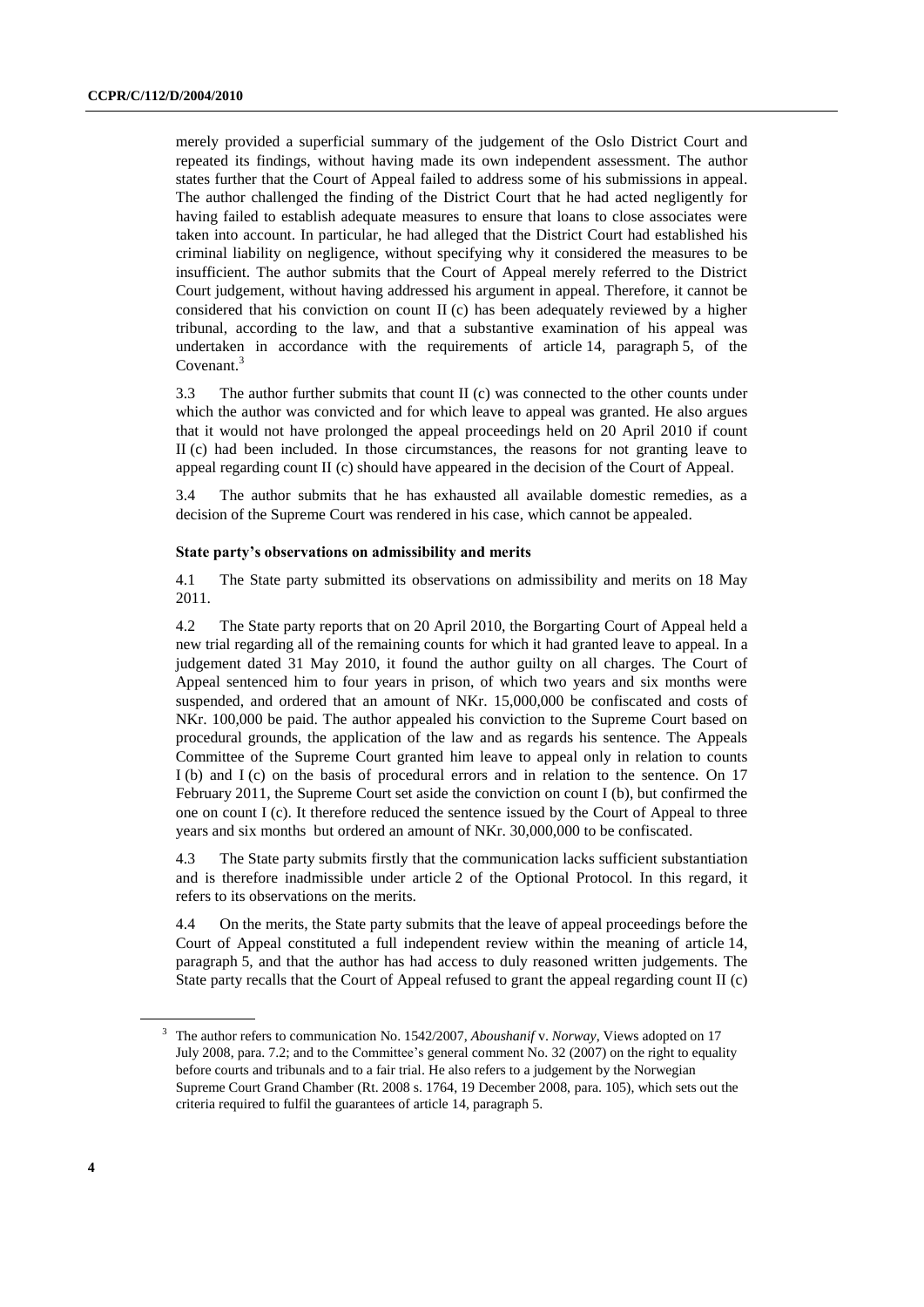merely provided a superficial summary of the judgement of the Oslo District Court and repeated its findings, without having made its own independent assessment. The author states further that the Court of Appeal failed to address some of his submissions in appeal. The author challenged the finding of the District Court that he had acted negligently for having failed to establish adequate measures to ensure that loans to close associates were taken into account. In particular, he had alleged that the District Court had established his criminal liability on negligence, without specifying why it considered the measures to be insufficient. The author submits that the Court of Appeal merely referred to the District Court judgement, without having addressed his argument in appeal. Therefore, it cannot be considered that his conviction on count II (c) has been adequately reviewed by a higher tribunal, according to the law, and that a substantive examination of his appeal was undertaken in accordance with the requirements of article 14, paragraph 5, of the Covenant.[3]

3.3 The author further submits that count II (c) was connected to the other counts under which the author was convicted and for which leave to appeal was granted. He also argues that it would not have prolonged the appeal proceedings held on 20 April 2010 if count II (c) had been included. In those circumstances, the reasons for not granting leave to appeal regarding count II (c) should have appeared in the decision of the Court of Appeal.

3.4 The author submits that he has exhausted all available domestic remedies, as a decision of the Supreme Court was rendered in his case, which cannot be appealed.

#### State party's observations on admissibility and merits

4.1 The State party submitted its observations on admissibility and merits on 18 May 2011.

4.2 The State party reports that on 20 April 2010, the Borgarting Court of Appeal held a new trial regarding all of the remaining counts for which it had granted leave to appeal. In a judgement dated 31 May 2010, it found the author guilty on all charges. The Court of Appeal sentenced him to four years in prison, of which two years and six months were suspended, and ordered that an amount of NKr. 15,000,000 be confiscated and costs of NKr. 100,000 be paid. The author appealed his conviction to the Supreme Court based on procedural grounds, the application of the law and as regards his sentence. The Appeals Committee of the Supreme Court granted him leave to appeal only in relation to counts I (b) and I (c) on the basis of procedural errors and in relation to the sentence. On 17 February 2011, the Supreme Court set aside the conviction on count I (b), but confirmed the one on count I (c). It therefore reduced the sentence issued by the Court of Appeal to three years and six months but ordered an amount of NKr. 30,000,000 to be confiscated.

4.3 The State party submits firstly that the communication lacks sufficient substantiation and is therefore inadmissible under article 2 of the Optional Protocol. In this regard, it refers to its observations on the merits.

4.4 On the merits, the State party submits that the leave of appeal proceedings before the Court of Appeal constituted a full independent review within the meaning of article 14, paragraph 5, and that the author has had access to duly reasoned written judgements. The State party recalls that the Court of Appeal refused to grant the appeal regarding count II (c)

---

[3] The author refers to communication No. 1542/2007, *Aboushanif* v. *Norway*, Views adopted on 17 July 2008, para. 7.2; and to the Committee's general comment No. 32 (2007) on the right to equality before courts and tribunals and to a fair trial. He also refers to a judgement by the Norwegian Supreme Court Grand Chamber (Rt. 2008 s. 1764, 19 December 2008, para. 105), which sets out the criteria required to fulfil the guarantees of article 14, paragraph 5.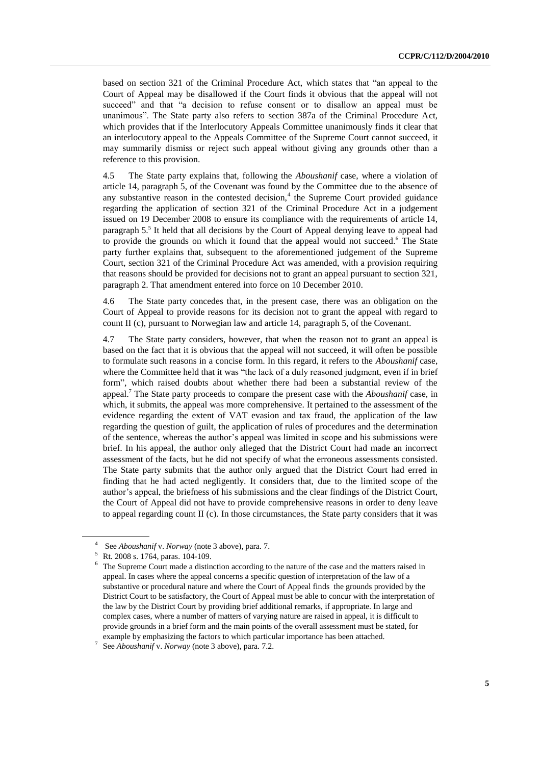based on section 321 of the Criminal Procedure Act, which states that "an appeal to the Court of Appeal may be disallowed if the Court finds it obvious that the appeal will not succeed" and that "a decision to refuse consent or to disallow an appeal must be unanimous". The State party also refers to section 387a of the Criminal Procedure Act, which provides that if the Interlocutory Appeals Committee unanimously finds it clear that an interlocutory appeal to the Appeals Committee of the Supreme Court cannot succeed, it may summarily dismiss or reject such appeal without giving any grounds other than a reference to this provision.

4.5 The State party explains that, following the *Aboushanif* case, where a violation of article 14, paragraph 5, of the Covenant was found by the Committee due to the absence of any substantive reason in the contested decision,[4] the Supreme Court provided guidance regarding the application of section 321 of the Criminal Procedure Act in a judgement issued on 19 December 2008 to ensure its compliance with the requirements of article 14, paragraph 5.[5] It held that all decisions by the Court of Appeal denying leave to appeal had to provide the grounds on which it found that the appeal would not succeed.[6] The State party further explains that, subsequent to the aforementioned judgement of the Supreme Court, section 321 of the Criminal Procedure Act was amended, with a provision requiring that reasons should be provided for decisions not to grant an appeal pursuant to section 321, paragraph 2. That amendment entered into force on 10 December 2010.

4.6 The State party concedes that, in the present case, there was an obligation on the Court of Appeal to provide reasons for its decision not to grant the appeal with regard to count II (c), pursuant to Norwegian law and article 14, paragraph 5, of the Covenant.

4.7 The State party considers, however, that when the reason not to grant an appeal is based on the fact that it is obvious that the appeal will not succeed, it will often be possible to formulate such reasons in a concise form. In this regard, it refers to the *Aboushanif* case, where the Committee held that it was "the lack of a duly reasoned judgment, even if in brief form", which raised doubts about whether there had been a substantial review of the appeal.[7] The State party proceeds to compare the present case with the *Aboushanif* case, in which, it submits, the appeal was more comprehensive. It pertained to the assessment of the evidence regarding the extent of VAT evasion and tax fraud, the application of the law regarding the question of guilt, the application of rules of procedures and the determination of the sentence, whereas the author's appeal was limited in scope and his submissions were brief. In his appeal, the author only alleged that the District Court had made an incorrect assessment of the facts, but he did not specify of what the erroneous assessments consisted. The State party submits that the author only argued that the District Court had erred in finding that he had acted negligently. It considers that, due to the limited scope of the author's appeal, the briefness of his submissions and the clear findings of the District Court, the Court of Appeal did not have to provide comprehensive reasons in order to deny leave to appeal regarding count II (c). In those circumstances, the State party considers that it was

---

[4] See *Aboushanif* v. *Norway* (note 3 above), para. 7.

[5] Rt. 2008 s. 1764, paras. 104-109.

[6] The Supreme Court made a distinction according to the nature of the case and the matters raised in appeal. In cases where the appeal concerns a specific question of interpretation of the law of a substantive or procedural nature and where the Court of Appeal finds the grounds provided by the District Court to be satisfactory, the Court of Appeal must be able to concur with the interpretation of the law by the District Court by providing brief additional remarks, if appropriate. In large and complex cases, where a number of matters of varying nature are raised in appeal, it is difficult to provide grounds in a brief form and the main points of the overall assessment must be stated, for example by emphasizing the factors to which particular importance has been attached.

[7] See *Aboushanif* v. *Norway* (note 3 above), para. 7.2.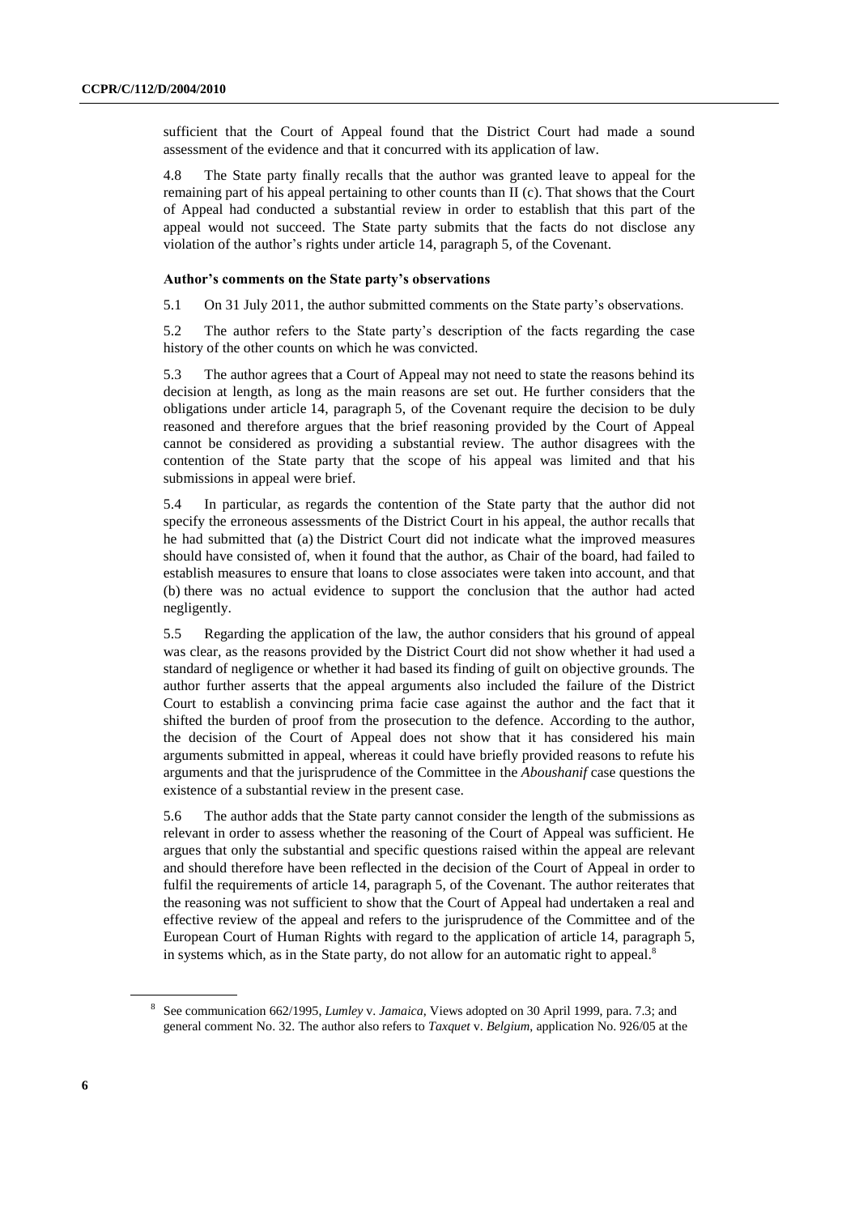sufficient that the Court of Appeal found that the District Court had made a sound assessment of the evidence and that it concurred with its application of law.

4.8 The State party finally recalls that the author was granted leave to appeal for the remaining part of his appeal pertaining to other counts than II (c). That shows that the Court of Appeal had conducted a substantial review in order to establish that this part of the appeal would not succeed. The State party submits that the facts do not disclose any violation of the author's rights under article 14, paragraph 5, of the Covenant.

### Author's comments on the State party's observations

5.1 On 31 July 2011, the author submitted comments on the State party's observations.

5.2 The author refers to the State party's description of the facts regarding the case history of the other counts on which he was convicted.

5.3 The author agrees that a Court of Appeal may not need to state the reasons behind its decision at length, as long as the main reasons are set out. He further considers that the obligations under article 14, paragraph 5, of the Covenant require the decision to be duly reasoned and therefore argues that the brief reasoning provided by the Court of Appeal cannot be considered as providing a substantial review. The author disagrees with the contention of the State party that the scope of his appeal was limited and that his submissions in appeal were brief.

5.4 In particular, as regards the contention of the State party that the author did not specify the erroneous assessments of the District Court in his appeal, the author recalls that he had submitted that (a) the District Court did not indicate what the improved measures should have consisted of, when it found that the author, as Chair of the board, had failed to establish measures to ensure that loans to close associates were taken into account, and that (b) there was no actual evidence to support the conclusion that the author had acted negligently.

5.5 Regarding the application of the law, the author considers that his ground of appeal was clear, as the reasons provided by the District Court did not show whether it had used a standard of negligence or whether it had based its finding of guilt on objective grounds. The author further asserts that the appeal arguments also included the failure of the District Court to establish a convincing prima facie case against the author and the fact that it shifted the burden of proof from the prosecution to the defence. According to the author, the decision of the Court of Appeal does not show that it has considered his main arguments submitted in appeal, whereas it could have briefly provided reasons to refute his arguments and that the jurisprudence of the Committee in the *Aboushanif* case questions the existence of a substantial review in the present case.

5.6 The author adds that the State party cannot consider the length of the submissions as relevant in order to assess whether the reasoning of the Court of Appeal was sufficient. He argues that only the substantial and specific questions raised within the appeal are relevant and should therefore have been reflected in the decision of the Court of Appeal in order to fulfil the requirements of article 14, paragraph 5, of the Covenant. The author reiterates that the reasoning was not sufficient to show that the Court of Appeal had undertaken a real and effective review of the appeal and refers to the jurisprudence of the Committee and of the European Court of Human Rights with regard to the application of article 14, paragraph 5, in systems which, as in the State party, do not allow for an automatic right to appeal.[8]

---

[8] See communication 662/1995, *Lumley* v. *Jamaica*, Views adopted on 30 April 1999, para. 7.3; and general comment No. 32. The author also refers to *Taxquet* v. *Belgium*, application No. 926/05 at the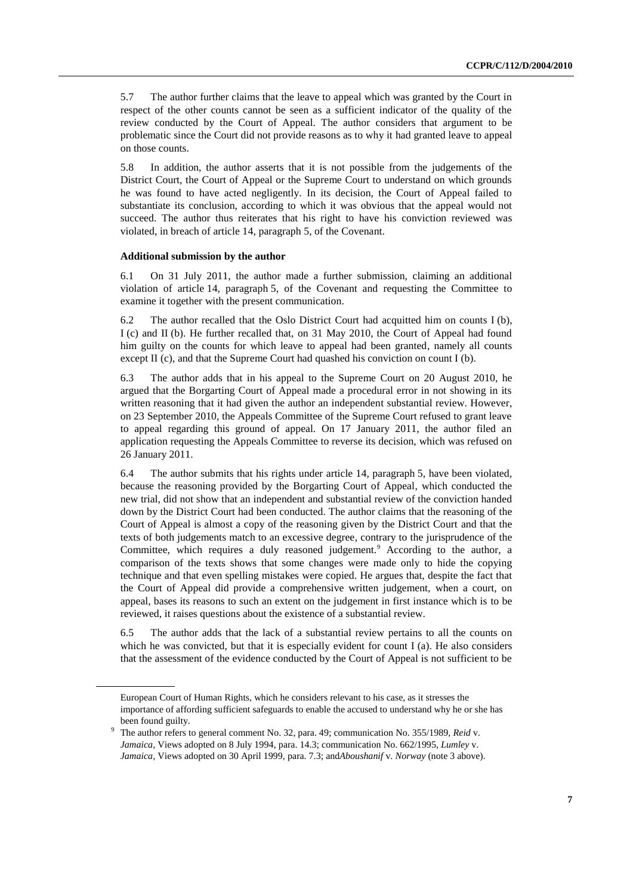5.7 The author further claims that the leave to appeal which was granted by the Court in respect of the other counts cannot be seen as a sufficient indicator of the quality of the review conducted by the Court of Appeal. The author considers that argument to be problematic since the Court did not provide reasons as to why it had granted leave to appeal on those counts.

5.8 In addition, the author asserts that it is not possible from the judgements of the District Court, the Court of Appeal or the Supreme Court to understand on which grounds he was found to have acted negligently. In its decision, the Court of Appeal failed to substantiate its conclusion, according to which it was obvious that the appeal would not succeed. The author thus reiterates that his right to have his conviction reviewed was violated, in breach of article 14, paragraph 5, of the Covenant.

**Additional submission by the author**

6.1 On 31 July 2011, the author made a further submission, claiming an additional violation of article 14, paragraph 5, of the Covenant and requesting the Committee to examine it together with the present communication.

6.2 The author recalled that the Oslo District Court had acquitted him on counts I (b), I (c) and II (b). He further recalled that, on 31 May 2010, the Court of Appeal had found him guilty on the counts for which leave to appeal had been granted, namely all counts except II (c), and that the Supreme Court had quashed his conviction on count I (b).

6.3 The author adds that in his appeal to the Supreme Court on 20 August 2010, he argued that the Borgarting Court of Appeal made a procedural error in not showing in its written reasoning that it had given the author an independent substantial review. However, on 23 September 2010, the Appeals Committee of the Supreme Court refused to grant leave to appeal regarding this ground of appeal. On 17 January 2011, the author filed an application requesting the Appeals Committee to reverse its decision, which was refused on 26 January 2011.

6.4 The author submits that his rights under article 14, paragraph 5, have been violated, because the reasoning provided by the Borgarting Court of Appeal, which conducted the new trial, did not show that an independent and substantial review of the conviction handed down by the District Court had been conducted. The author claims that the reasoning of the Court of Appeal is almost a copy of the reasoning given by the District Court and that the texts of both judgements match to an excessive degree, contrary to the jurisprudence of the Committee, which requires a duly reasoned judgement.[9] According to the author, a comparison of the texts shows that some changes were made only to hide the copying technique and that even spelling mistakes were copied. He argues that, despite the fact that the Court of Appeal did provide a comprehensive written judgement, when a court, on appeal, bases its reasons to such an extent on the judgement in first instance which is to be reviewed, it raises questions about the existence of a substantial review.

6.5 The author adds that the lack of a substantial review pertains to all the counts on which he was convicted, but that it is especially evident for count I (a). He also considers that the assessment of the evidence conducted by the Court of Appeal is not sufficient to be

---

European Court of Human Rights, which he considers relevant to his case, as it stresses the importance of affording sufficient safeguards to enable the accused to understand why he or she has been found guilty.

[9] The author refers to general comment No. 32, para. 49; communication No. 355/1989, *Reid* v. *Jamaica*, Views adopted on 8 July 1994, para. 14.3; communication No. 662/1995, *Lumley* v. *Jamaica*, Views adopted on 30 April 1999, para. 7.3; and *Aboushanif* v. *Norway* (note 3 above).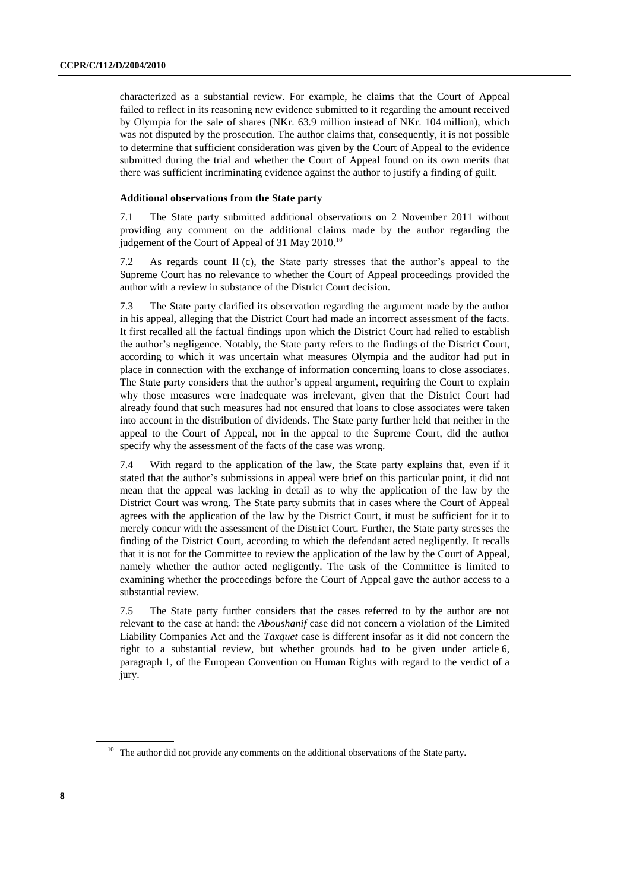characterized as a substantial review. For example, he claims that the Court of Appeal failed to reflect in its reasoning new evidence submitted to it regarding the amount received by Olympia for the sale of shares (NKr. 63.9 million instead of NKr. 104 million), which was not disputed by the prosecution. The author claims that, consequently, it is not possible to determine that sufficient consideration was given by the Court of Appeal to the evidence submitted during the trial and whether the Court of Appeal found on its own merits that there was sufficient incriminating evidence against the author to justify a finding of guilt.

### Additional observations from the State party

7.1 The State party submitted additional observations on 2 November 2011 without providing any comment on the additional claims made by the author regarding the judgement of the Court of Appeal of 31 May 2010.[10]

7.2 As regards count II (c), the State party stresses that the author's appeal to the Supreme Court has no relevance to whether the Court of Appeal proceedings provided the author with a review in substance of the District Court decision.

7.3 The State party clarified its observation regarding the argument made by the author in his appeal, alleging that the District Court had made an incorrect assessment of the facts. It first recalled all the factual findings upon which the District Court had relied to establish the author's negligence. Notably, the State party refers to the findings of the District Court, according to which it was uncertain what measures Olympia and the auditor had put in place in connection with the exchange of information concerning loans to close associates. The State party considers that the author's appeal argument, requiring the Court to explain why those measures were inadequate was irrelevant, given that the District Court had already found that such measures had not ensured that loans to close associates were taken into account in the distribution of dividends. The State party further held that neither in the appeal to the Court of Appeal, nor in the appeal to the Supreme Court, did the author specify why the assessment of the facts of the case was wrong.

7.4 With regard to the application of the law, the State party explains that, even if it stated that the author's submissions in appeal were brief on this particular point, it did not mean that the appeal was lacking in detail as to why the application of the law by the District Court was wrong. The State party submits that in cases where the Court of Appeal agrees with the application of the law by the District Court, it must be sufficient for it to merely concur with the assessment of the District Court. Further, the State party stresses the finding of the District Court, according to which the defendant acted negligently. It recalls that it is not for the Committee to review the application of the law by the Court of Appeal, namely whether the author acted negligently. The task of the Committee is limited to examining whether the proceedings before the Court of Appeal gave the author access to a substantial review.

7.5 The State party further considers that the cases referred to by the author are not relevant to the case at hand: the *Aboushanif* case did not concern a violation of the Limited Liability Companies Act and the *Taxquet* case is different insofar as it did not concern the right to a substantial review, but whether grounds had to be given under article 6, paragraph 1, of the European Convention on Human Rights with regard to the verdict of a jury.

---

[10] The author did not provide any comments on the additional observations of the State party.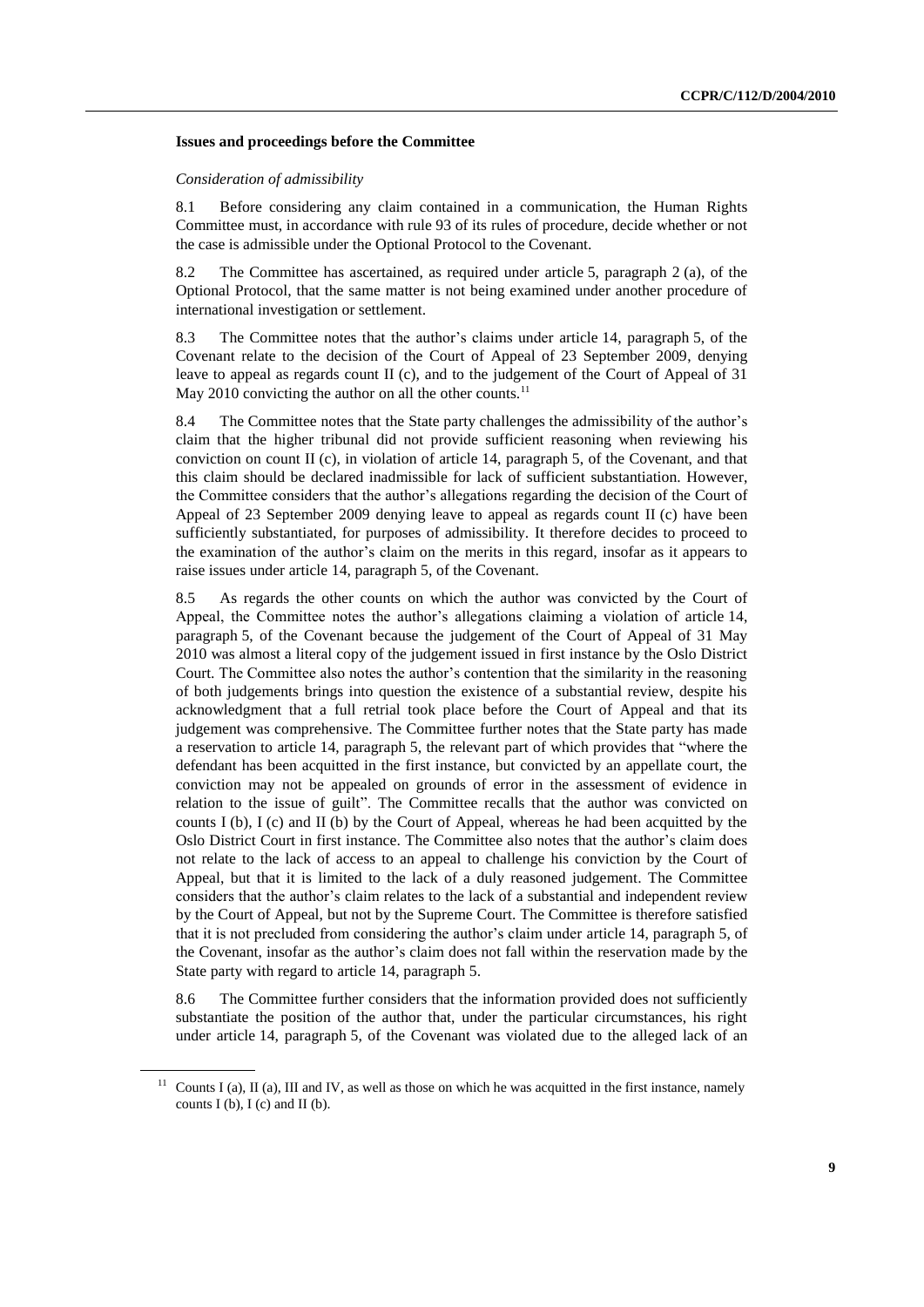### Issues and proceedings before the Committee

*Consideration of admissibility*

8.1 Before considering any claim contained in a communication, the Human Rights Committee must, in accordance with rule 93 of its rules of procedure, decide whether or not the case is admissible under the Optional Protocol to the Covenant.

8.2 The Committee has ascertained, as required under article 5, paragraph 2 (a), of the Optional Protocol, that the same matter is not being examined under another procedure of international investigation or settlement.

8.3 The Committee notes that the author's claims under article 14, paragraph 5, of the Covenant relate to the decision of the Court of Appeal of 23 September 2009, denying leave to appeal as regards count II (c), and to the judgement of the Court of Appeal of 31 May 2010 convicting the author on all the other counts.[11]

8.4 The Committee notes that the State party challenges the admissibility of the author's claim that the higher tribunal did not provide sufficient reasoning when reviewing his conviction on count II (c), in violation of article 14, paragraph 5, of the Covenant, and that this claim should be declared inadmissible for lack of sufficient substantiation. However, the Committee considers that the author's allegations regarding the decision of the Court of Appeal of 23 September 2009 denying leave to appeal as regards count II (c) have been sufficiently substantiated, for purposes of admissibility. It therefore decides to proceed to the examination of the author's claim on the merits in this regard, insofar as it appears to raise issues under article 14, paragraph 5, of the Covenant.

8.5 As regards the other counts on which the author was convicted by the Court of Appeal, the Committee notes the author's allegations claiming a violation of article 14, paragraph 5, of the Covenant because the judgement of the Court of Appeal of 31 May 2010 was almost a literal copy of the judgement issued in first instance by the Oslo District Court. The Committee also notes the author's contention that the similarity in the reasoning of both judgements brings into question the existence of a substantial review, despite his acknowledgment that a full retrial took place before the Court of Appeal and that its judgement was comprehensive. The Committee further notes that the State party has made a reservation to article 14, paragraph 5, the relevant part of which provides that "where the defendant has been acquitted in the first instance, but convicted by an appellate court, the conviction may not be appealed on grounds of error in the assessment of evidence in relation to the issue of guilt". The Committee recalls that the author was convicted on counts I (b), I (c) and II (b) by the Court of Appeal, whereas he had been acquitted by the Oslo District Court in first instance. The Committee also notes that the author's claim does not relate to the lack of access to an appeal to challenge his conviction by the Court of Appeal, but that it is limited to the lack of a duly reasoned judgement. The Committee considers that the author's claim relates to the lack of a substantial and independent review by the Court of Appeal, but not by the Supreme Court. The Committee is therefore satisfied that it is not precluded from considering the author's claim under article 14, paragraph 5, of the Covenant, insofar as the author's claim does not fall within the reservation made by the State party with regard to article 14, paragraph 5.

8.6 The Committee further considers that the information provided does not sufficiently substantiate the position of the author that, under the particular circumstances, his right under article 14, paragraph 5, of the Covenant was violated due to the alleged lack of an

---

[11] Counts I (a), II (a), III and IV, as well as those on which he was acquitted in the first instance, namely counts I (b), I (c) and II (b).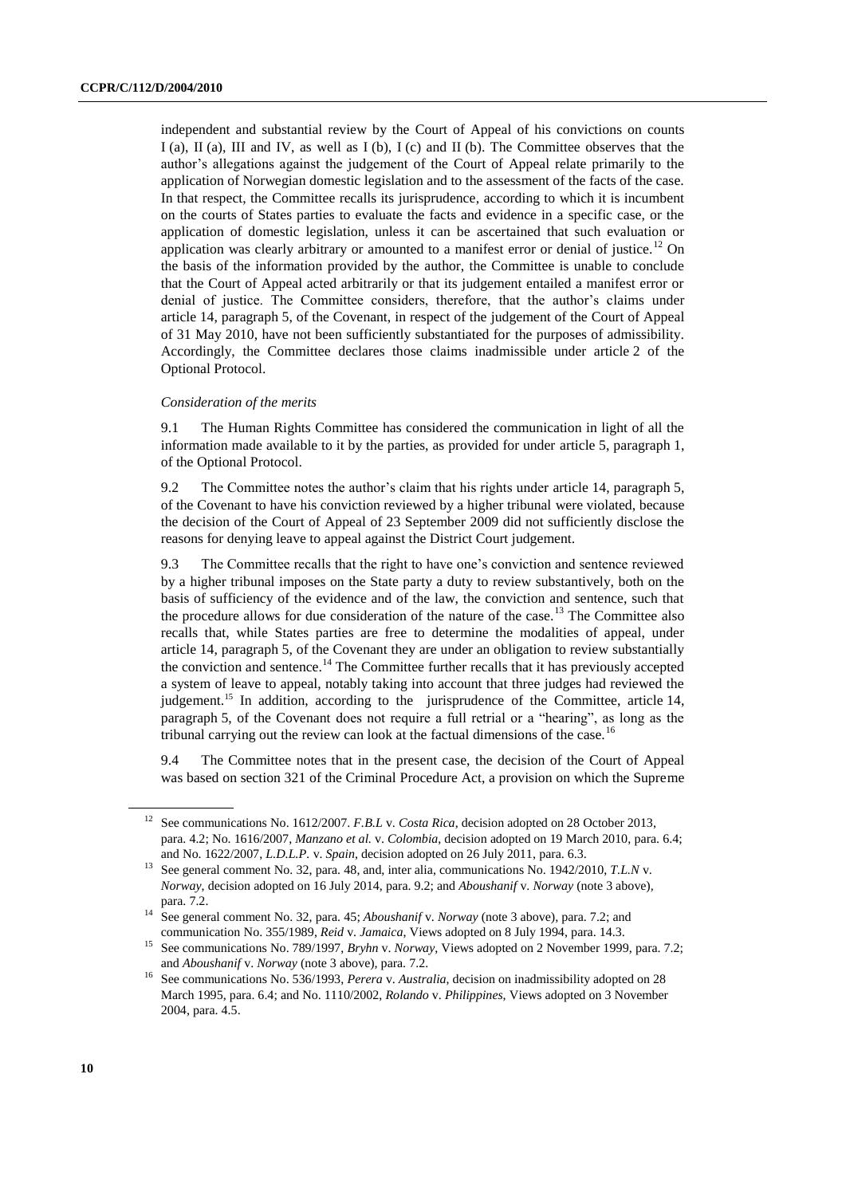independent and substantial review by the Court of Appeal of his convictions on counts I (a), II (a), III and IV, as well as I (b), I (c) and II (b). The Committee observes that the author's allegations against the judgement of the Court of Appeal relate primarily to the application of Norwegian domestic legislation and to the assessment of the facts of the case. In that respect, the Committee recalls its jurisprudence, according to which it is incumbent on the courts of States parties to evaluate the facts and evidence in a specific case, or the application of domestic legislation, unless it can be ascertained that such evaluation or application was clearly arbitrary or amounted to a manifest error or denial of justice.[12] On the basis of the information provided by the author, the Committee is unable to conclude that the Court of Appeal acted arbitrarily or that its judgement entailed a manifest error or denial of justice. The Committee considers, therefore, that the author's claims under article 14, paragraph 5, of the Covenant, in respect of the judgement of the Court of Appeal of 31 May 2010, have not been sufficiently substantiated for the purposes of admissibility. Accordingly, the Committee declares those claims inadmissible under article 2 of the Optional Protocol.

*Consideration of the merits*

9.1 The Human Rights Committee has considered the communication in light of all the information made available to it by the parties, as provided for under article 5, paragraph 1, of the Optional Protocol.

9.2 The Committee notes the author's claim that his rights under article 14, paragraph 5, of the Covenant to have his conviction reviewed by a higher tribunal were violated, because the decision of the Court of Appeal of 23 September 2009 did not sufficiently disclose the reasons for denying leave to appeal against the District Court judgement.

9.3 The Committee recalls that the right to have one's conviction and sentence reviewed by a higher tribunal imposes on the State party a duty to review substantively, both on the basis of sufficiency of the evidence and of the law, the conviction and sentence, such that the procedure allows for due consideration of the nature of the case.[13] The Committee also recalls that, while States parties are free to determine the modalities of appeal, under article 14, paragraph 5, of the Covenant they are under an obligation to review substantially the conviction and sentence.[14] The Committee further recalls that it has previously accepted a system of leave to appeal, notably taking into account that three judges had reviewed the judgement.[15] In addition, according to the jurisprudence of the Committee, article 14, paragraph 5, of the Covenant does not require a full retrial or a "hearing", as long as the tribunal carrying out the review can look at the factual dimensions of the case.[16]

9.4 The Committee notes that in the present case, the decision of the Court of Appeal was based on section 321 of the Criminal Procedure Act, a provision on which the Supreme

---

[12] See communications No. 1612/2007. *F.B.L* v. *Costa Rica*, decision adopted on 28 October 2013, para. 4.2; No. 1616/2007, *Manzano et al.* v. *Colombia*, decision adopted on 19 March 2010, para. 6.4; and No. 1622/2007, *L.D.L.P.* v. *Spain*, decision adopted on 26 July 2011, para. 6.3.

[13] See general comment No. 32, para. 48, and, inter alia, communications No. 1942/2010, *T.L.N* v. *Norway*, decision adopted on 16 July 2014, para. 9.2; and *Aboushanif* v. *Norway* (note 3 above), para. 7.2.

[14] See general comment No. 32, para. 45; *Aboushanif* v. *Norway* (note 3 above), para. 7.2; and communication No. 355/1989, *Reid* v. *Jamaica*, Views adopted on 8 July 1994, para. 14.3.

[15] See communications No. 789/1997, *Bryhn* v. *Norway*, Views adopted on 2 November 1999, para. 7.2; and *Aboushanif* v. *Norway* (note 3 above), para. 7.2.

[16] See communications No. 536/1993, *Perera* v. *Australia*, decision on inadmissibility adopted on 28 March 1995, para. 6.4; and No. 1110/2002, *Rolando* v. *Philippines*, Views adopted on 3 November 2004, para. 4.5.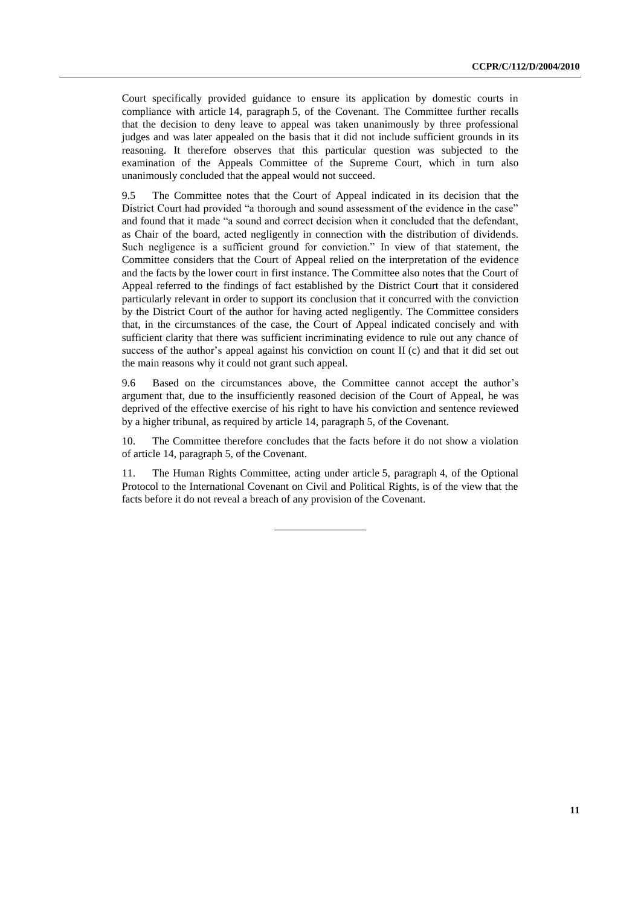Court specifically provided guidance to ensure its application by domestic courts in compliance with article 14, paragraph 5, of the Covenant. The Committee further recalls that the decision to deny leave to appeal was taken unanimously by three professional judges and was later appealed on the basis that it did not include sufficient grounds in its reasoning. It therefore observes that this particular question was subjected to the examination of the Appeals Committee of the Supreme Court, which in turn also unanimously concluded that the appeal would not succeed.

9.5 The Committee notes that the Court of Appeal indicated in its decision that the District Court had provided "a thorough and sound assessment of the evidence in the case" and found that it made "a sound and correct decision when it concluded that the defendant, as Chair of the board, acted negligently in connection with the distribution of dividends. Such negligence is a sufficient ground for conviction." In view of that statement, the Committee considers that the Court of Appeal relied on the interpretation of the evidence and the facts by the lower court in first instance. The Committee also notes that the Court of Appeal referred to the findings of fact established by the District Court that it considered particularly relevant in order to support its conclusion that it concurred with the conviction by the District Court of the author for having acted negligently. The Committee considers that, in the circumstances of the case, the Court of Appeal indicated concisely and with sufficient clarity that there was sufficient incriminating evidence to rule out any chance of success of the author's appeal against his conviction on count II (c) and that it did set out the main reasons why it could not grant such appeal.

9.6 Based on the circumstances above, the Committee cannot accept the author's argument that, due to the insufficiently reasoned decision of the Court of Appeal, he was deprived of the effective exercise of his right to have his conviction and sentence reviewed by a higher tribunal, as required by article 14, paragraph 5, of the Covenant.

10. The Committee therefore concludes that the facts before it do not show a violation of article 14, paragraph 5, of the Covenant.

11. The Human Rights Committee, acting under article 5, paragraph 4, of the Optional Protocol to the International Covenant on Civil and Political Rights, is of the view that the facts before it do not reveal a breach of any provision of the Covenant.